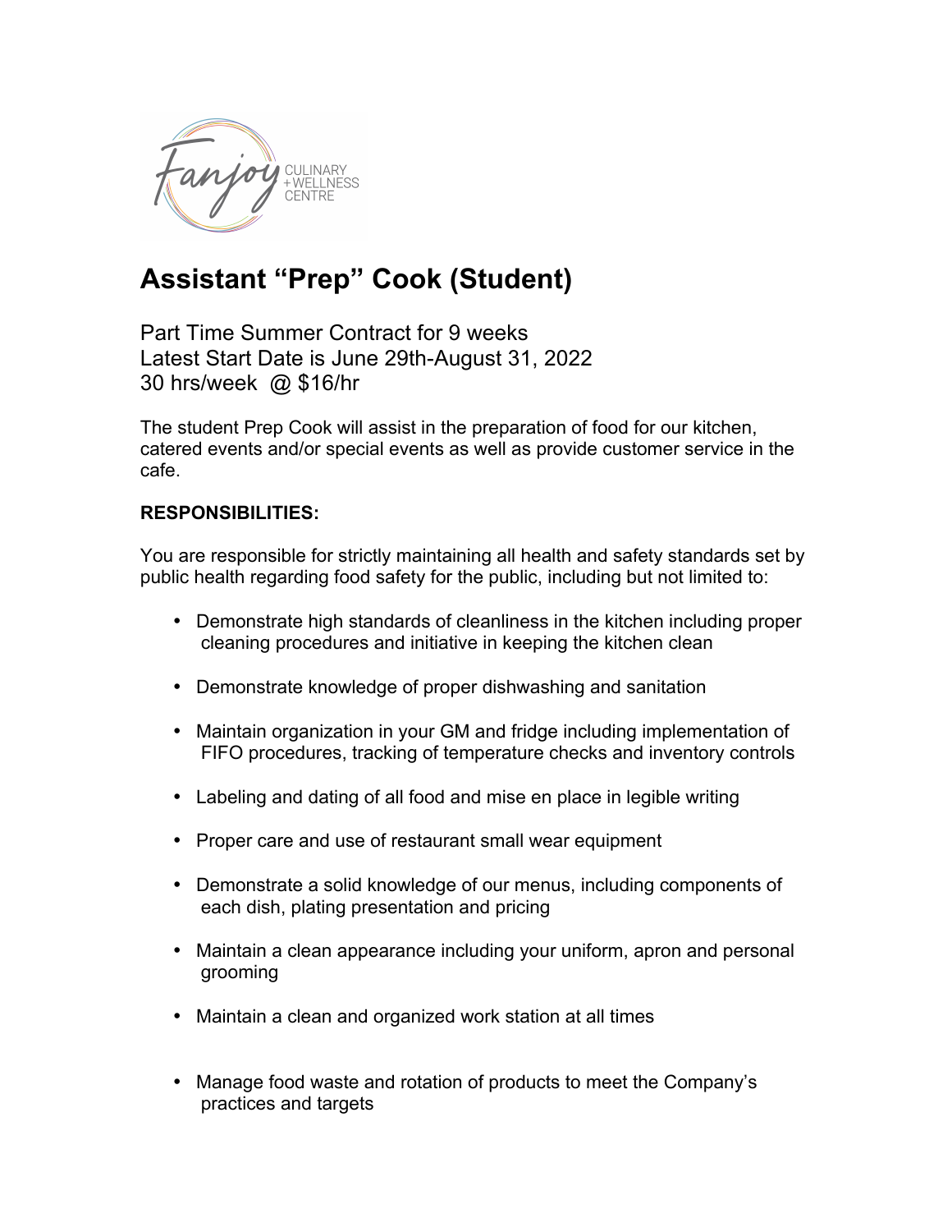Fanjoy CULINARY + WELLNESS CENTRE

# Assistant “Prep” Cook (Student)

Part Time Summer Contract for 9 weeks
Latest Start Date is June 29th-August 31, 2022
30 hrs/week @ $16/hr

The student Prep Cook will assist in the preparation of food for our kitchen, catered events and/or special events as well as provide customer service in the cafe.

**RESPONSIBILITIES:**

You are responsible for strictly maintaining all health and safety standards set by public health regarding food safety for the public, including but not limited to:

- Demonstrate high standards of cleanliness in the kitchen including proper cleaning procedures and initiative in keeping the kitchen clean
- Demonstrate knowledge of proper dishwashing and sanitation
- Maintain organization in your GM and fridge including implementation of FIFO procedures, tracking of temperature checks and inventory controls
- Labeling and dating of all food and mise en place in legible writing
- Proper care and use of restaurant small wear equipment
- Demonstrate a solid knowledge of our menus, including components of each dish, plating presentation and pricing
- Maintain a clean appearance including your uniform, apron and personal grooming
- Maintain a clean and organized work station at all times
- Manage food waste and rotation of products to meet the Company’s practices and targets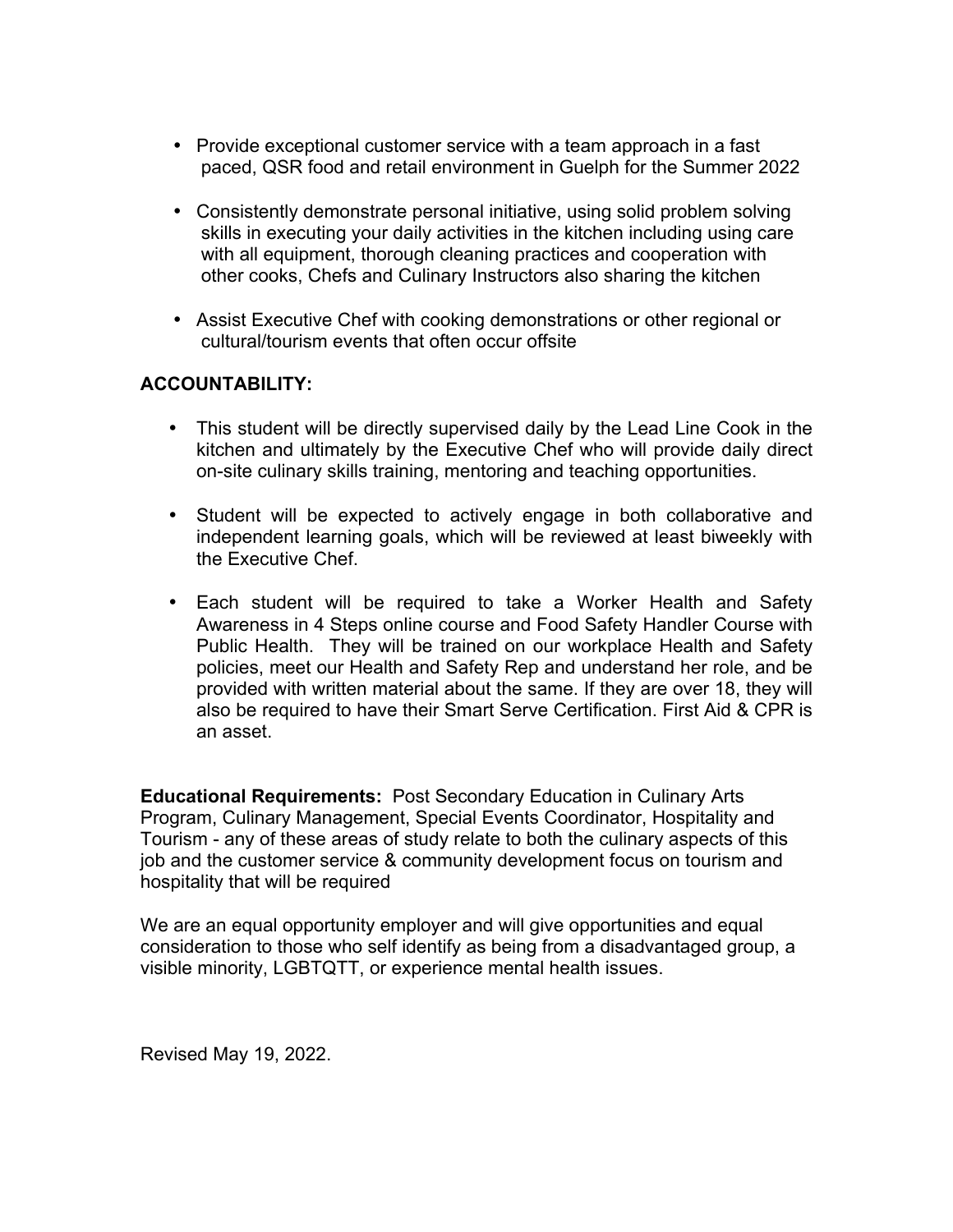- Provide exceptional customer service with a team approach in a fast paced, QSR food and retail environment in Guelph for the Summer 2022

- Consistently demonstrate personal initiative, using solid problem solving skills in executing your daily activities in the kitchen including using care with all equipment, thorough cleaning practices and cooperation with other cooks, Chefs and Culinary Instructors also sharing the kitchen

- Assist Executive Chef with cooking demonstrations or other regional or cultural/tourism events that often occur offsite

**ACCOUNTABILITY:**

- This student will be directly supervised daily by the Lead Line Cook in the kitchen and ultimately by the Executive Chef who will provide daily direct on-site culinary skills training, mentoring and teaching opportunities.

- Student will be expected to actively engage in both collaborative and independent learning goals, which will be reviewed at least biweekly with the Executive Chef.

- Each student will be required to take a Worker Health and Safety Awareness in 4 Steps online course and Food Safety Handler Course with Public Health. They will be trained on our workplace Health and Safety policies, meet our Health and Safety Rep and understand her role, and be provided with written material about the same. If they are over 18, they will also be required to have their Smart Serve Certification. First Aid & CPR is an asset.

**Educational Requirements:** Post Secondary Education in Culinary Arts Program, Culinary Management, Special Events Coordinator, Hospitality and Tourism - any of these areas of study relate to both the culinary aspects of this job and the customer service & community development focus on tourism and hospitality that will be required

We are an equal opportunity employer and will give opportunities and equal consideration to those who self identify as being from a disadvantaged group, a visible minority, LGBTQTT, or experience mental health issues.

Revised May 19, 2022.